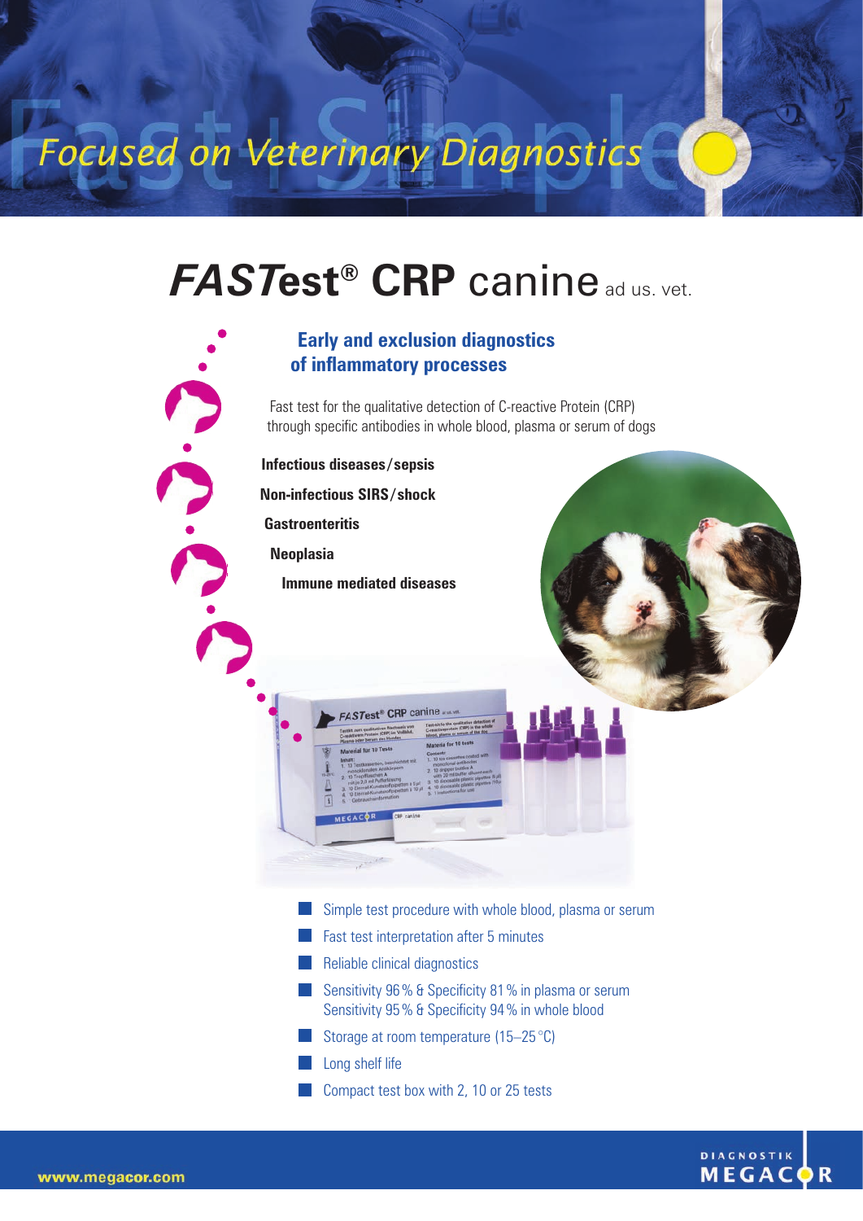Focused on Veterinary Diagnostics

# *FASTest*® CRP canine ad us. vet.

## Early and exclusion diagnostics of inflammatory processes

Fast test for the qualitative detection of C-reactive Protein (CRP) through specific antibodies in whole blood, plasma or serum of dogs

**Infectious diseases/sepsis**

**Non-infectious SIRS/shock**

**Gastroenteritis**

**Neoplasia**

**Immune mediated diseases**

- Simple test procedure with whole blood, plasma or serum
- Fast test interpretation after 5 minutes
- Reliable clinical diagnostics
- Sensitivity 96 % & Specificity 81 % in plasma or serum
  Sensitivity 95 % & Specificity 94 % in whole blood
- Storage at room temperature (15–25 °C)
- Long shelf life
- Compact test box with 2, 10 or 25 tests

www.megacor.com

DIAGNOSTIK MEGACOR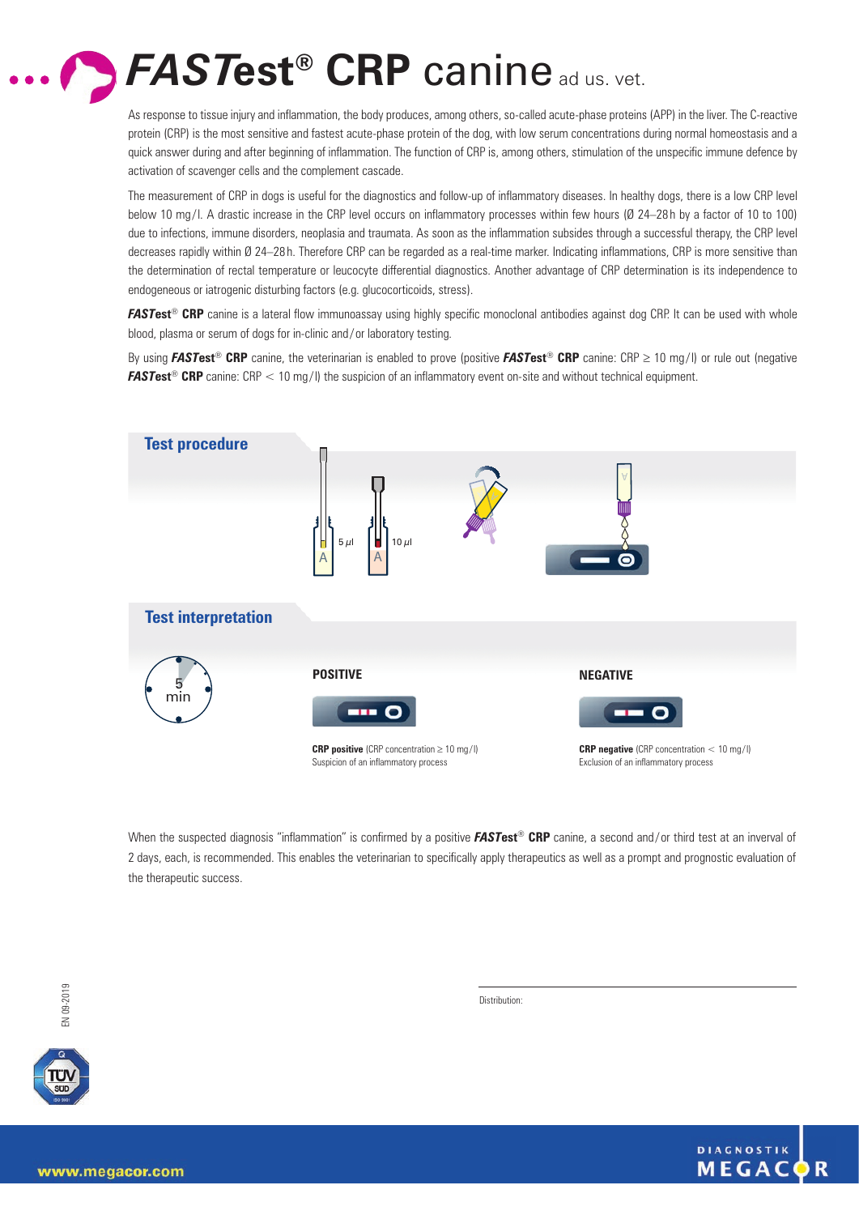# *FASTest*® CRP canine ad us. vet.

As response to tissue injury and inflammation, the body produces, among others, so-called acute-phase proteins (APP) in the liver. The C-reactive protein (CRP) is the most sensitive and fastest acute-phase protein of the dog, with low serum concentrations during normal homeostasis and a quick answer during and after beginning of inflammation. The function of CRP is, among others, stimulation of the unspecific immune defence by activation of scavenger cells and the complement cascade.

The measurement of CRP in dogs is useful for the diagnostics and follow-up of inflammatory diseases. In healthy dogs, there is a low CRP level below 10 mg/l. A drastic increase in the CRP level occurs on inflammatory processes within few hours (Ø 24–28 h by a factor of 10 to 100) due to infections, immune disorders, neoplasia and traumata. As soon as the inflammation subsides through a successful therapy, the CRP level decreases rapidly within Ø 24–28 h. Therefore CRP can be regarded as a real-time marker. Indicating inflammations, CRP is more sensitive than the determination of rectal temperature or leucocyte differential diagnostics. Another advantage of CRP determination is its independence to endogeneous or iatrogenic disturbing factors (e.g. glucocorticoids, stress).

***FASTest*® CRP** canine is a lateral flow immunoassay using highly specific monoclonal antibodies against dog CRP. It can be used with whole blood, plasma or serum of dogs for in-clinic and/or laboratory testing.

By using ***FASTest*® CRP** canine, the veterinarian is enabled to prove (positive ***FASTest*® CRP** canine: CRP ≥ 10 mg/l) or rule out (negative ***FASTest*® CRP** canine: CRP < 10 mg/l) the suspicion of an inflammatory event on-site and without technical equipment.

## Test procedure

5 µl
A
10 µl
A

## Test interpretation

5 min

**POSITIVE**

**CRP positive** (CRP concentration ≥ 10 mg/l)
Suspicion of an inflammatory process

**NEGATIVE**

**CRP negative** (CRP concentration < 10 mg/l)
Exclusion of an inflammatory process

When the suspected diagnosis "inflammation" is confirmed by a positive ***FASTest*® CRP** canine, a second and/or third test at an inverval of 2 days, each, is recommended. This enables the veterinarian to specifically apply therapeutics as well as a prompt and prognostic evaluation of the therapeutic success.

EN 09-2019

Distribution:

www.megacor.com

DIAGNOSTIK MEGACOR